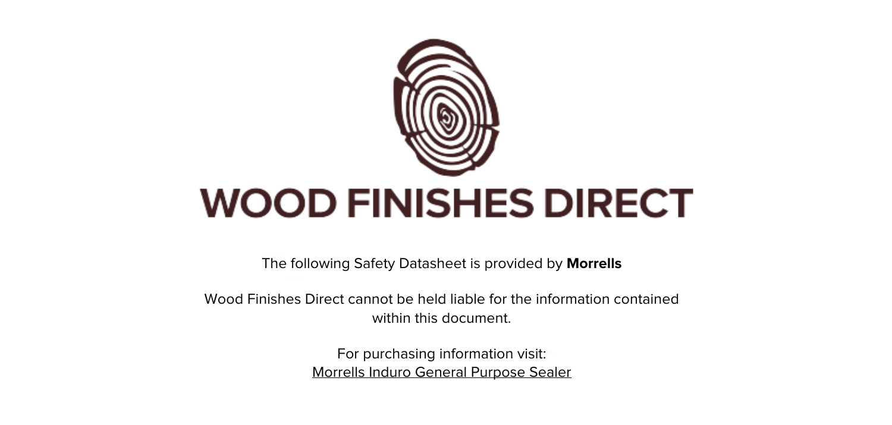# WOOD FINISHES DIRECT

The following Safety Datasheet is provided by **Morrells**

Wood Finishes Direct cannot be held liable for the information contained within this document.

For purchasing information visit:
Morrells Induro General Purpose Sealer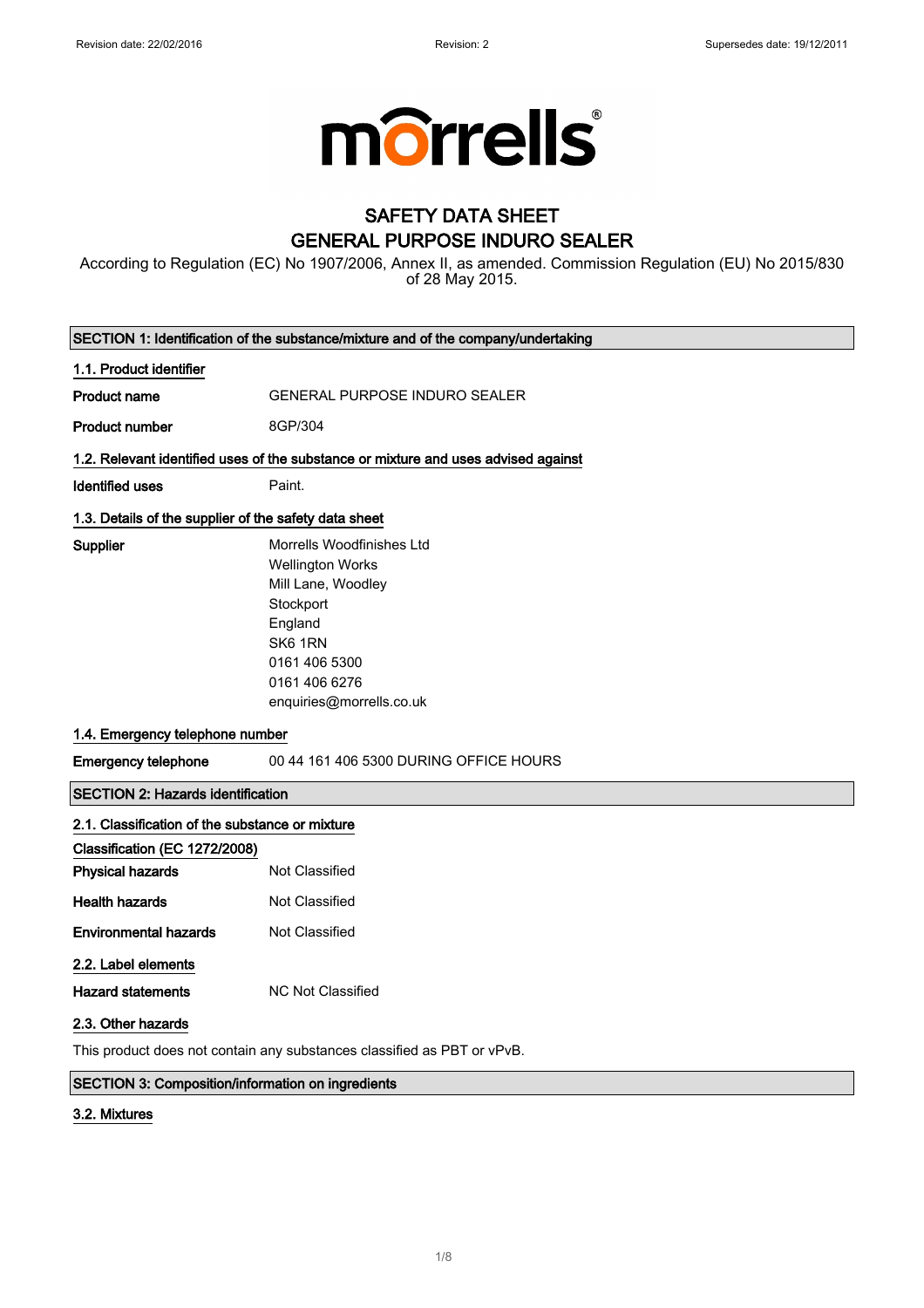Revision date: 22/02/2016 Revision: 2 Supersedes date: 19/12/2011

morrells®

# SAFETY DATA SHEET
# GENERAL PURPOSE INDURO SEALER

According to Regulation (EC) No 1907/2006, Annex II, as amended. Commission Regulation (EU) No 2015/830 of 28 May 2015.

## SECTION 1: Identification of the substance/mixture and of the company/undertaking

### 1.1. Product identifier

**Product name** GENERAL PURPOSE INDURO SEALER

**Product number** 8GP/304

### 1.2. Relevant identified uses of the substance or mixture and uses advised against

**Identified uses** Paint.

### 1.3. Details of the supplier of the safety data sheet

**Supplier**
Morrells Woodfinishes Ltd
Wellington Works
Mill Lane, Woodley
Stockport
England
SK6 1RN
0161 406 5300
0161 406 6276
enquiries@morrells.co.uk

### 1.4. Emergency telephone number

**Emergency telephone** 00 44 161 406 5300 DURING OFFICE HOURS

## SECTION 2: Hazards identification

### 2.1. Classification of the substance or mixture

**Classification (EC 1272/2008)**

**Physical hazards** Not Classified

**Health hazards** Not Classified

**Environmental hazards** Not Classified

### 2.2. Label elements

**Hazard statements** NC Not Classified

### 2.3. Other hazards

This product does not contain any substances classified as PBT or vPvB.

## SECTION 3: Composition/information on ingredients

### 3.2. Mixtures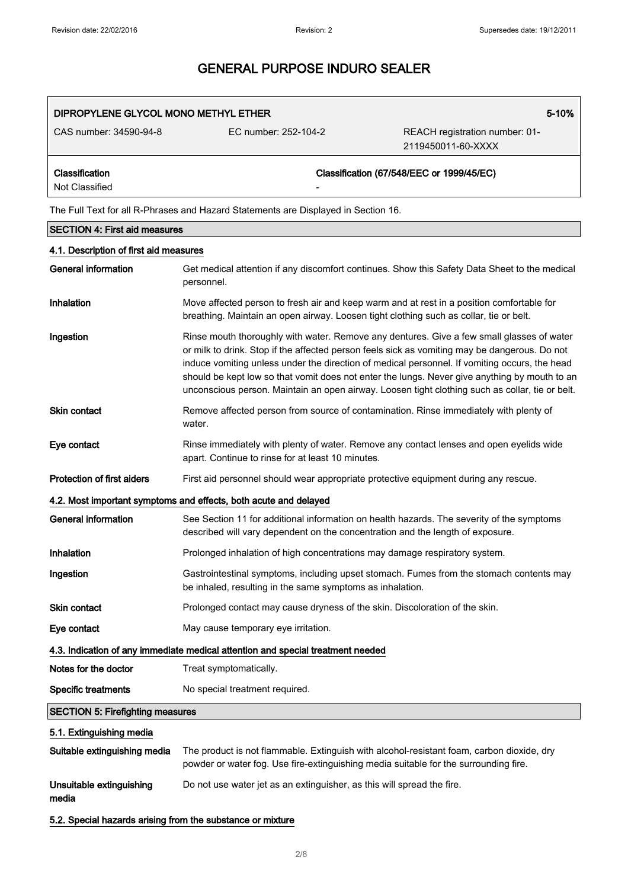# GENERAL PURPOSE INDURO SEALER

| DIPROPYLENE GLYCOL MONO METHYL ETHER | | 5-10% |
|---|---|---|
| CAS number: 34590-94-8 | EC number: 252-104-2 | REACH registration number: 01-2119450011-60-XXXX |
| **Classification** Not Classified | | **Classification (67/548/EEC or 1999/45/EC)** - |

The Full Text for all R-Phrases and Hazard Statements are Displayed in Section 16.

## SECTION 4: First aid measures

### 4.1. Description of first aid measures

**General information** Get medical attention if any discomfort continues. Show this Safety Data Sheet to the medical personnel.

**Inhalation** Move affected person to fresh air and keep warm and at rest in a position comfortable for breathing. Maintain an open airway. Loosen tight clothing such as collar, tie or belt.

**Ingestion** Rinse mouth thoroughly with water. Remove any dentures. Give a few small glasses of water or milk to drink. Stop if the affected person feels sick as vomiting may be dangerous. Do not induce vomiting unless under the direction of medical personnel. If vomiting occurs, the head should be kept low so that vomit does not enter the lungs. Never give anything by mouth to an unconscious person. Maintain an open airway. Loosen tight clothing such as collar, tie or belt.

**Skin contact** Remove affected person from source of contamination. Rinse immediately with plenty of water.

**Eye contact** Rinse immediately with plenty of water. Remove any contact lenses and open eyelids wide apart. Continue to rinse for at least 10 minutes.

**Protection of first aiders** First aid personnel should wear appropriate protective equipment during any rescue.

### 4.2. Most important symptoms and effects, both acute and delayed

**General information** See Section 11 for additional information on health hazards. The severity of the symptoms described will vary dependent on the concentration and the length of exposure.

**Inhalation** Prolonged inhalation of high concentrations may damage respiratory system.

**Ingestion** Gastrointestinal symptoms, including upset stomach. Fumes from the stomach contents may be inhaled, resulting in the same symptoms as inhalation.

**Skin contact** Prolonged contact may cause dryness of the skin. Discoloration of the skin.

**Eye contact** May cause temporary eye irritation.

### 4.3. Indication of any immediate medical attention and special treatment needed

**Notes for the doctor** Treat symptomatically.

**Specific treatments** No special treatment required.

## SECTION 5: Firefighting measures

### 5.1. Extinguishing media

**Suitable extinguishing media** The product is not flammable. Extinguish with alcohol-resistant foam, carbon dioxide, dry powder or water fog. Use fire-extinguishing media suitable for the surrounding fire.

**Unsuitable extinguishing media** Do not use water jet as an extinguisher, as this will spread the fire.

### 5.2. Special hazards arising from the substance or mixture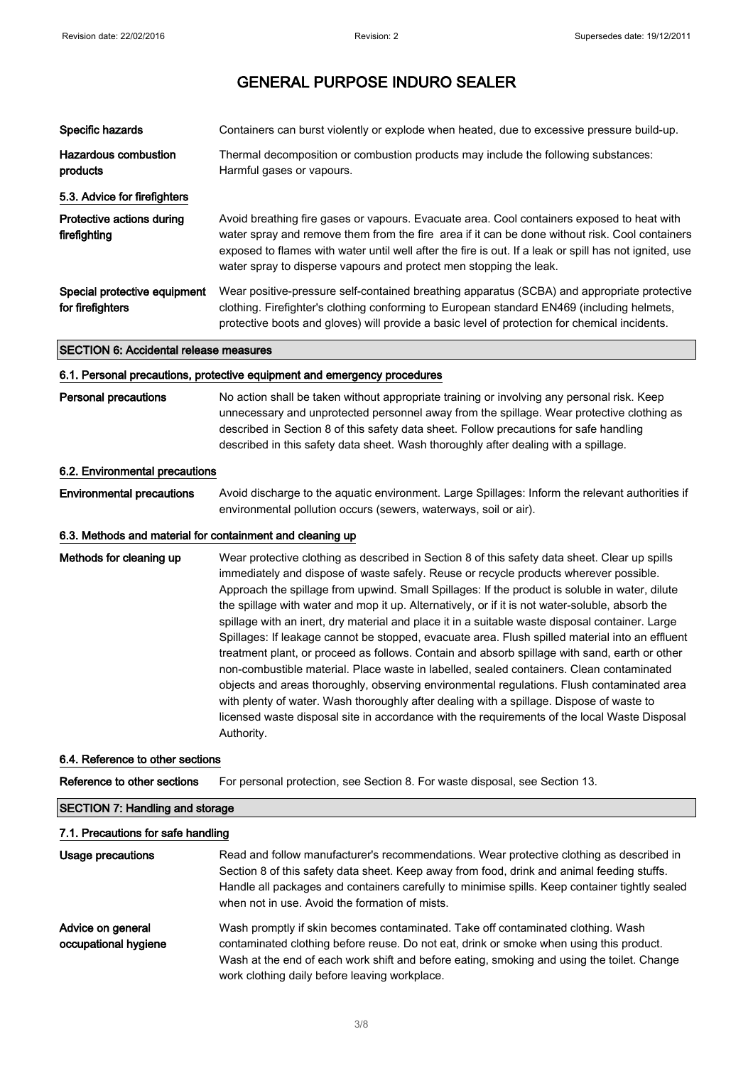# GENERAL PURPOSE INDURO SEALER

| | |
|---|---|
| **Specific hazards** | Containers can burst violently or explode when heated, due to excessive pressure build-up. |
| **Hazardous combustion products** | Thermal decomposition or combustion products may include the following substances: Harmful gases or vapours. |

### 5.3. Advice for firefighters

| | |
|---|---|
| **Protective actions during firefighting** | Avoid breathing fire gases or vapours. Evacuate area. Cool containers exposed to heat with water spray and remove them from the fire area if it can be done without risk. Cool containers exposed to flames with water until well after the fire is out. If a leak or spill has not ignited, use water spray to disperse vapours and protect men stopping the leak. |
| **Special protective equipment for firefighters** | Wear positive-pressure self-contained breathing apparatus (SCBA) and appropriate protective clothing. Firefighter's clothing conforming to European standard EN469 (including helmets, protective boots and gloves) will provide a basic level of protection for chemical incidents. |

## SECTION 6: Accidental release measures

### 6.1. Personal precautions, protective equipment and emergency procedures

| | |
|---|---|
| **Personal precautions** | No action shall be taken without appropriate training or involving any personal risk. Keep unnecessary and unprotected personnel away from the spillage. Wear protective clothing as described in Section 8 of this safety data sheet. Follow precautions for safe handling described in this safety data sheet. Wash thoroughly after dealing with a spillage. |

### 6.2. Environmental precautions

| | |
|---|---|
| **Environmental precautions** | Avoid discharge to the aquatic environment. Large Spillages: Inform the relevant authorities if environmental pollution occurs (sewers, waterways, soil or air). |

### 6.3. Methods and material for containment and cleaning up

| | |
|---|---|
| **Methods for cleaning up** | Wear protective clothing as described in Section 8 of this safety data sheet. Clear up spills immediately and dispose of waste safely. Reuse or recycle products wherever possible. Approach the spillage from upwind. Small Spillages: If the product is soluble in water, dilute the spillage with water and mop it up. Alternatively, or if it is not water-soluble, absorb the spillage with an inert, dry material and place it in a suitable waste disposal container. Large Spillages: If leakage cannot be stopped, evacuate area. Flush spilled material into an effluent treatment plant, or proceed as follows. Contain and absorb spillage with sand, earth or other non-combustible material. Place waste in labelled, sealed containers. Clean contaminated objects and areas thoroughly, observing environmental regulations. Flush contaminated area with plenty of water. Wash thoroughly after dealing with a spillage. Dispose of waste to licensed waste disposal site in accordance with the requirements of the local Waste Disposal Authority. |

### 6.4. Reference to other sections

| | |
|---|---|
| **Reference to other sections** | For personal protection, see Section 8. For waste disposal, see Section 13. |

## SECTION 7: Handling and storage

### 7.1. Precautions for safe handling

| | |
|---|---|
| **Usage precautions** | Read and follow manufacturer's recommendations. Wear protective clothing as described in Section 8 of this safety data sheet. Keep away from food, drink and animal feeding stuffs. Handle all packages and containers carefully to minimise spills. Keep container tightly sealed when not in use. Avoid the formation of mists. |
| **Advice on general occupational hygiene** | Wash promptly if skin becomes contaminated. Take off contaminated clothing. Wash contaminated clothing before reuse. Do not eat, drink or smoke when using this product. Wash at the end of each work shift and before eating, smoking and using the toilet. Change work clothing daily before leaving workplace. |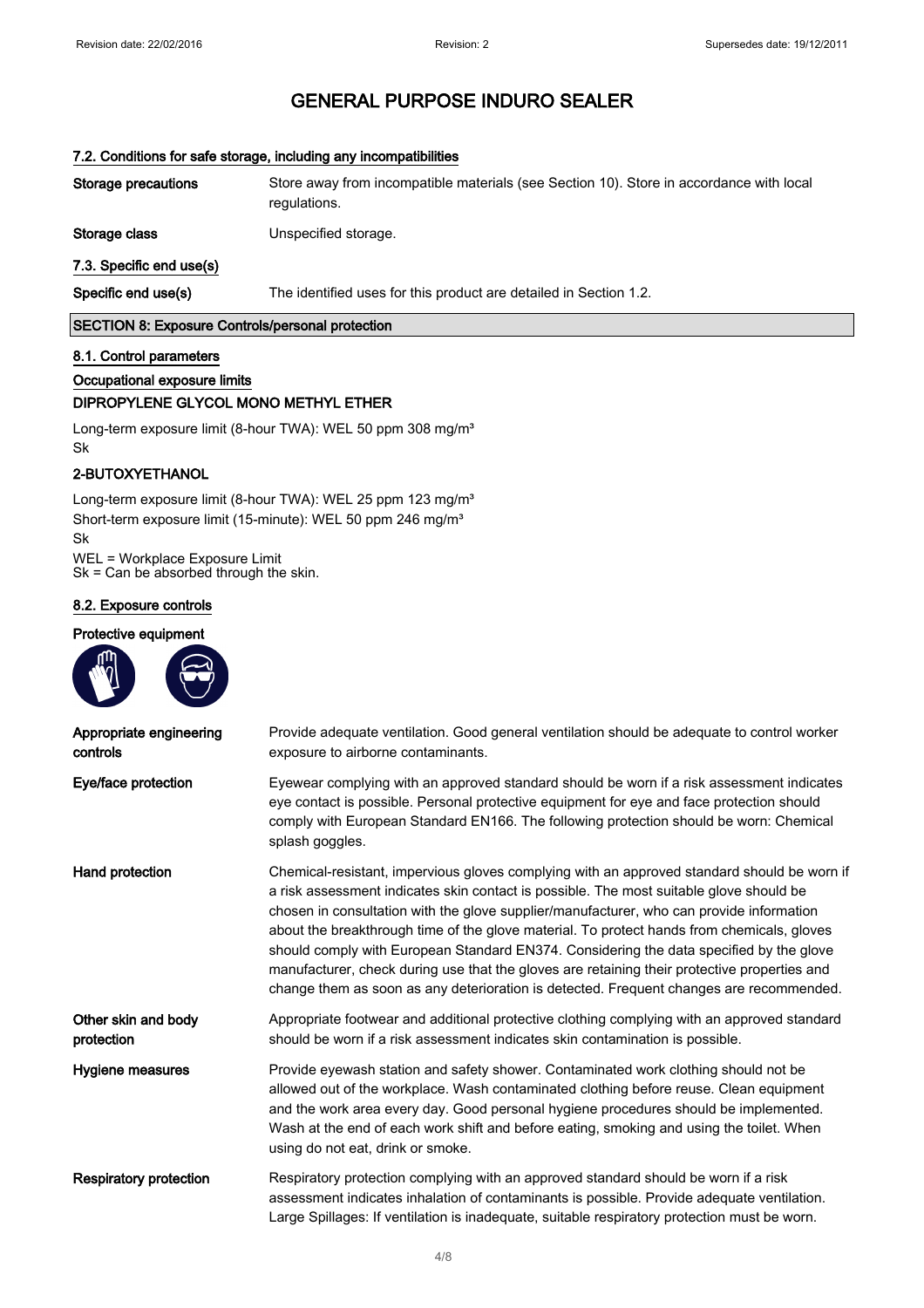# GENERAL PURPOSE INDURO SEALER

#### 7.2. Conditions for safe storage, including any incompatibilities

| | |
|---|---|
| **Storage precautions** | Store away from incompatible materials (see Section 10). Store in accordance with local regulations. |
| **Storage class** | Unspecified storage. |

#### 7.3. Specific end use(s)

| | |
|---|---|
| **Specific end use(s)** | The identified uses for this product are detailed in Section 1.2. |

## SECTION 8: Exposure Controls/personal protection

#### 8.1. Control parameters

#### Occupational exposure limits

**DIPROPYLENE GLYCOL MONO METHYL ETHER**

Long-term exposure limit (8-hour TWA): WEL 50 ppm 308 mg/m³
Sk

**2-BUTOXYETHANOL**

Long-term exposure limit (8-hour TWA): WEL 25 ppm 123 mg/m³
Short-term exposure limit (15-minute): WEL 50 ppm 246 mg/m³
Sk

WEL = Workplace Exposure Limit
Sk = Can be absorbed through the skin.

#### 8.2. Exposure controls

**Protective equipment**

| | |
|---|---|
| **Appropriate engineering controls** | Provide adequate ventilation. Good general ventilation should be adequate to control worker exposure to airborne contaminants. |
| **Eye/face protection** | Eyewear complying with an approved standard should be worn if a risk assessment indicates eye contact is possible. Personal protective equipment for eye and face protection should comply with European Standard EN166. The following protection should be worn: Chemical splash goggles. |
| **Hand protection** | Chemical-resistant, impervious gloves complying with an approved standard should be worn if a risk assessment indicates skin contact is possible. The most suitable glove should be chosen in consultation with the glove supplier/manufacturer, who can provide information about the breakthrough time of the glove material. To protect hands from chemicals, gloves should comply with European Standard EN374. Considering the data specified by the glove manufacturer, check during use that the gloves are retaining their protective properties and change them as soon as any deterioration is detected. Frequent changes are recommended. |
| **Other skin and body protection** | Appropriate footwear and additional protective clothing complying with an approved standard should be worn if a risk assessment indicates skin contamination is possible. |
| **Hygiene measures** | Provide eyewash station and safety shower. Contaminated work clothing should not be allowed out of the workplace. Wash contaminated clothing before reuse. Clean equipment and the work area every day. Good personal hygiene procedures should be implemented. Wash at the end of each work shift and before eating, smoking and using the toilet. When using do not eat, drink or smoke. |
| **Respiratory protection** | Respiratory protection complying with an approved standard should be worn if a risk assessment indicates inhalation of contaminants is possible. Provide adequate ventilation. Large Spillages: If ventilation is inadequate, suitable respiratory protection must be worn. |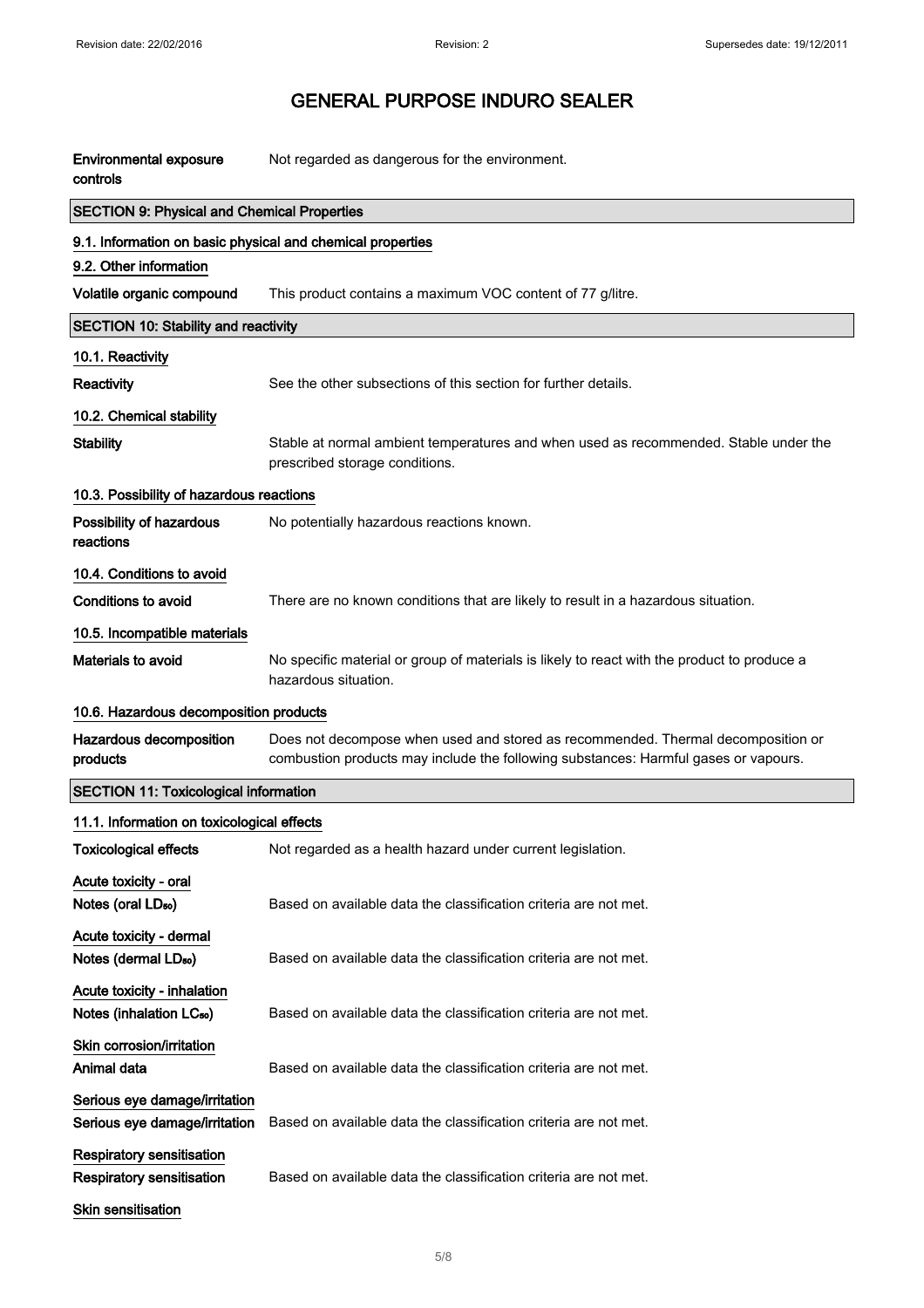| | |
|---|---|
| **Environmental exposure controls** | Not regarded as dangerous for the environment. |

## SECTION 9: Physical and Chemical Properties

### 9.1. Information on basic physical and chemical properties

### 9.2. Other information

| | |
|---|---|
| **Volatile organic compound** | This product contains a maximum VOC content of 77 g/litre. |

## SECTION 10: Stability and reactivity

### 10.1. Reactivity

| | |
|---|---|
| **Reactivity** | See the other subsections of this section for further details. |

### 10.2. Chemical stability

| | |
|---|---|
| **Stability** | Stable at normal ambient temperatures and when used as recommended. Stable under the prescribed storage conditions. |

### 10.3. Possibility of hazardous reactions

| | |
|---|---|
| **Possibility of hazardous reactions** | No potentially hazardous reactions known. |

### 10.4. Conditions to avoid

| | |
|---|---|
| **Conditions to avoid** | There are no known conditions that are likely to result in a hazardous situation. |

### 10.5. Incompatible materials

| | |
|---|---|
| **Materials to avoid** | No specific material or group of materials is likely to react with the product to produce a hazardous situation. |

### 10.6. Hazardous decomposition products

| | |
|---|---|
| **Hazardous decomposition products** | Does not decompose when used and stored as recommended. Thermal decomposition or combustion products may include the following substances: Harmful gases or vapours. |

## SECTION 11: Toxicological information

### 11.1. Information on toxicological effects

| | |
|---|---|
| **Toxicological effects** | Not regarded as a health hazard under current legislation. |

**Acute toxicity - oral**

| | |
|---|---|
| **Notes (oral $LD_{50}$)** | Based on available data the classification criteria are not met. |

**Acute toxicity - dermal**

| | |
|---|---|
| **Notes (dermal $LD_{50}$)** | Based on available data the classification criteria are not met. |

**Acute toxicity - inhalation**

| | |
|---|---|
| **Notes (inhalation $LC_{50}$)** | Based on available data the classification criteria are not met. |

**Skin corrosion/irritation**

| | |
|---|---|
| **Animal data** | Based on available data the classification criteria are not met. |

**Serious eye damage/irritation**

| | |
|---|---|
| **Serious eye damage/irritation** | Based on available data the classification criteria are not met. |

**Respiratory sensitisation**

| | |
|---|---|
| **Respiratory sensitisation** | Based on available data the classification criteria are not met. |

**Skin sensitisation**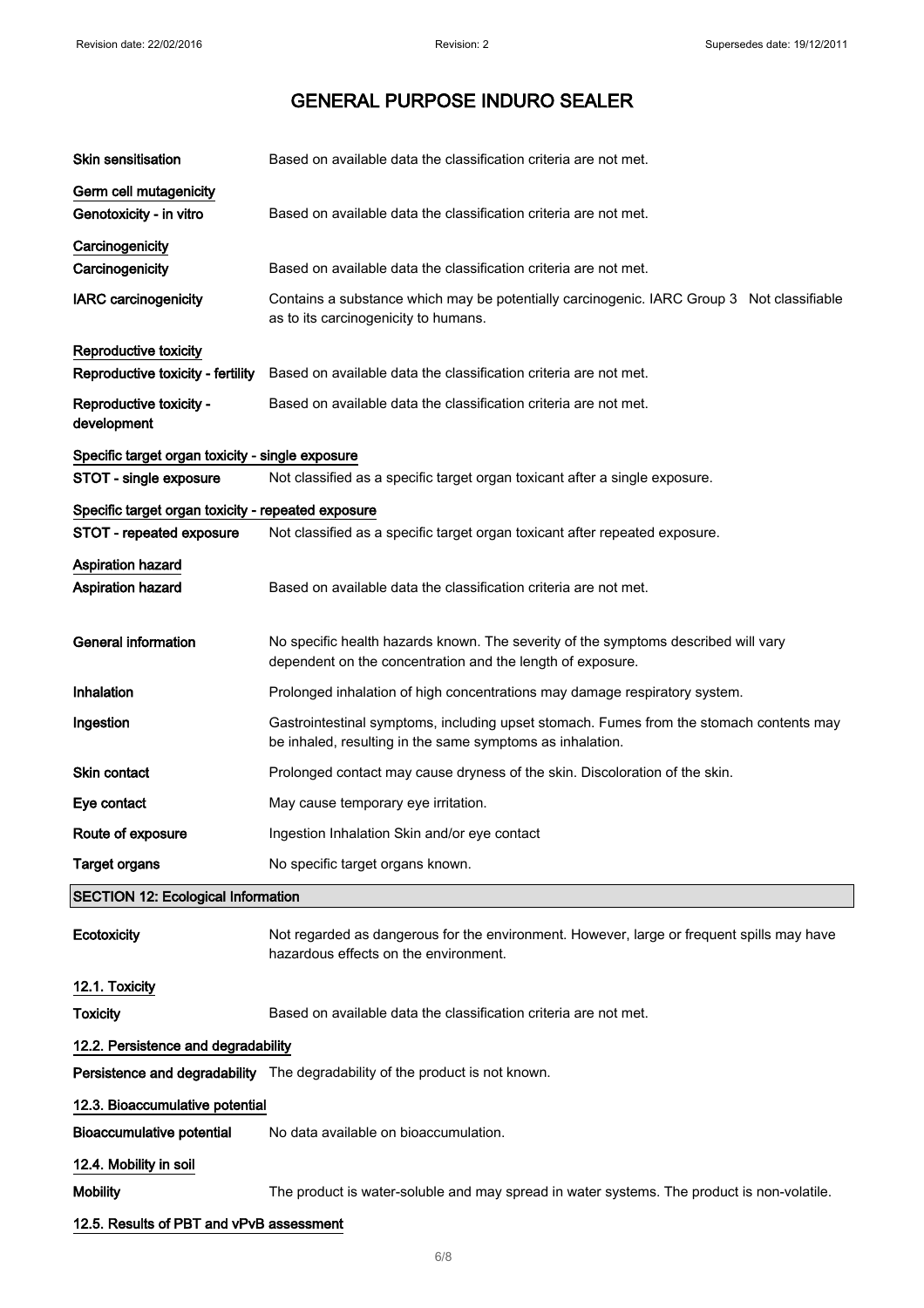# GENERAL PURPOSE INDURO SEALER

**Skin sensitisation** Based on available data the classification criteria are not met.

**Germ cell mutagenicity**

**Genotoxicity - in vitro** Based on available data the classification criteria are not met.

**Carcinogenicity**

**Carcinogenicity** Based on available data the classification criteria are not met.

**IARC carcinogenicity** Contains a substance which may be potentially carcinogenic. IARC Group 3 Not classifiable as to its carcinogenicity to humans.

**Reproductive toxicity**

**Reproductive toxicity - fertility** Based on available data the classification criteria are not met.

**Reproductive toxicity - development** Based on available data the classification criteria are not met.

**Specific target organ toxicity - single exposure**

**STOT - single exposure** Not classified as a specific target organ toxicant after a single exposure.

**Specific target organ toxicity - repeated exposure**

**STOT - repeated exposure** Not classified as a specific target organ toxicant after repeated exposure.

**Aspiration hazard**

**Aspiration hazard** Based on available data the classification criteria are not met.

**General information** No specific health hazards known. The severity of the symptoms described will vary dependent on the concentration and the length of exposure.

**Inhalation** Prolonged inhalation of high concentrations may damage respiratory system.

**Ingestion** Gastrointestinal symptoms, including upset stomach. Fumes from the stomach contents may be inhaled, resulting in the same symptoms as inhalation.

**Skin contact** Prolonged contact may cause dryness of the skin. Discoloration of the skin.

**Eye contact** May cause temporary eye irritation.

**Route of exposure** Ingestion Inhalation Skin and/or eye contact

**Target organs** No specific target organs known.

## SECTION 12: Ecological Information

**Ecotoxicity** Not regarded as dangerous for the environment. However, large or frequent spills may have hazardous effects on the environment.

### 12.1. Toxicity

**Toxicity** Based on available data the classification criteria are not met.

### 12.2. Persistence and degradability

**Persistence and degradability** The degradability of the product is not known.

### 12.3. Bioaccumulative potential

**Bioaccumulative potential** No data available on bioaccumulation.

### 12.4. Mobility in soil

**Mobility** The product is water-soluble and may spread in water systems. The product is non-volatile.

### 12.5. Results of PBT and vPvB assessment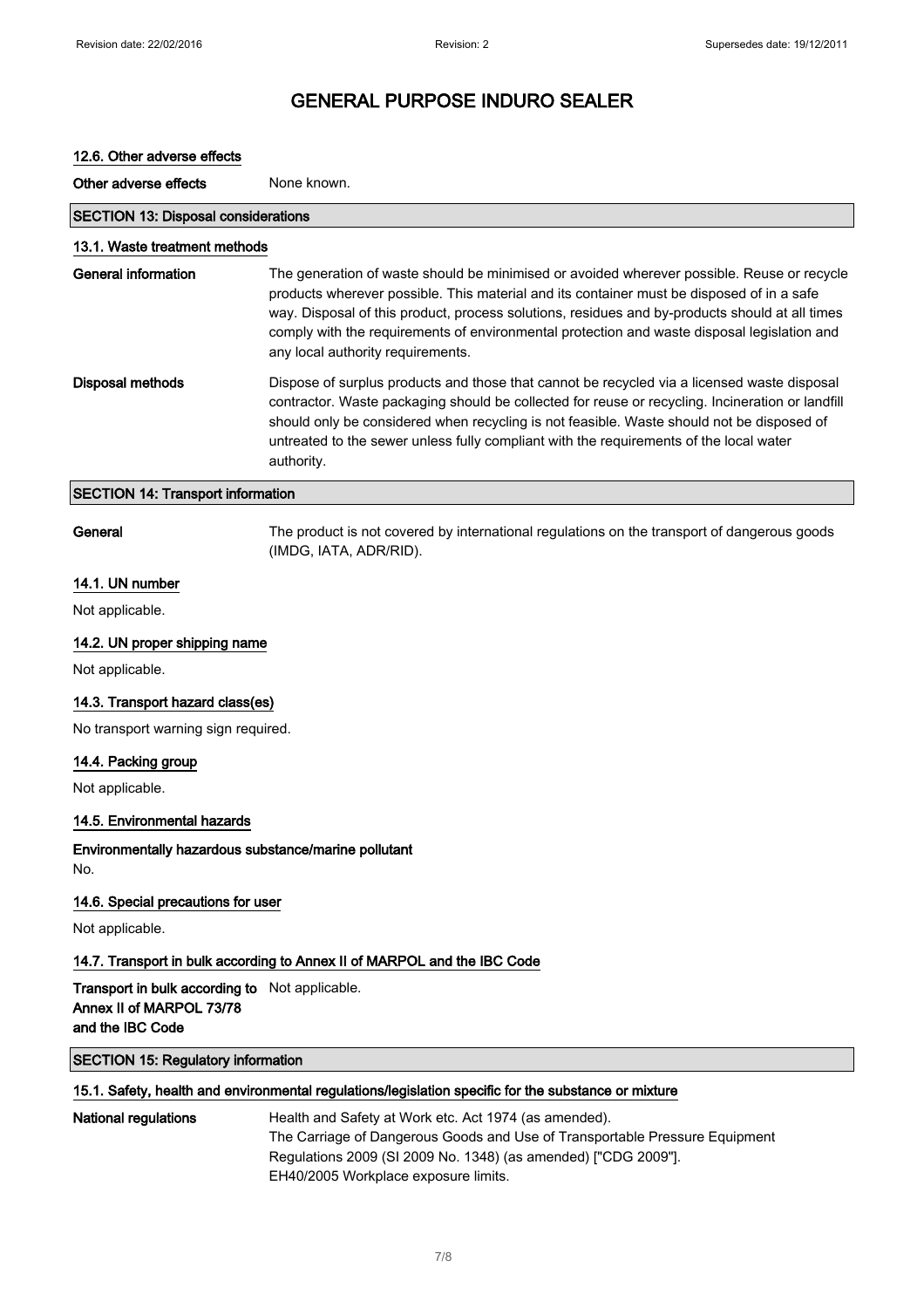### 12.6. Other adverse effects

**Other adverse effects** None known.

## SECTION 13: Disposal considerations

### 13.1. Waste treatment methods

**General information** The generation of waste should be minimised or avoided wherever possible. Reuse or recycle products wherever possible. This material and its container must be disposed of in a safe way. Disposal of this product, process solutions, residues and by-products should at all times comply with the requirements of environmental protection and waste disposal legislation and any local authority requirements.

**Disposal methods** Dispose of surplus products and those that cannot be recycled via a licensed waste disposal contractor. Waste packaging should be collected for reuse or recycling. Incineration or landfill should only be considered when recycling is not feasible. Waste should not be disposed of untreated to the sewer unless fully compliant with the requirements of the local water authority.

## SECTION 14: Transport information

**General** The product is not covered by international regulations on the transport of dangerous goods (IMDG, IATA, ADR/RID).

### 14.1. UN number

Not applicable.

### 14.2. UN proper shipping name

Not applicable.

### 14.3. Transport hazard class(es)

No transport warning sign required.

### 14.4. Packing group

Not applicable.

### 14.5. Environmental hazards

**Environmentally hazardous substance/marine pollutant**

No.

### 14.6. Special precautions for user

Not applicable.

### 14.7. Transport in bulk according to Annex II of MARPOL and the IBC Code

**Transport in bulk according to Annex II of MARPOL 73/78 and the IBC Code** Not applicable.

## SECTION 15: Regulatory information

### 15.1. Safety, health and environmental regulations/legislation specific for the substance or mixture

**National regulations** Health and Safety at Work etc. Act 1974 (as amended).
The Carriage of Dangerous Goods and Use of Transportable Pressure Equipment Regulations 2009 (SI 2009 No. 1348) (as amended) ["CDG 2009"].
EH40/2005 Workplace exposure limits.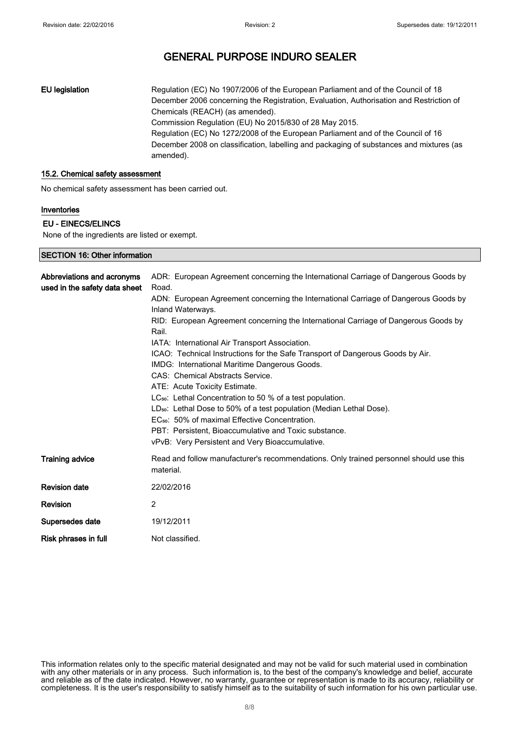# GENERAL PURPOSE INDURO SEALER

| | |
|---|---|
| **EU legislation** | Regulation (EC) No 1907/2006 of the European Parliament and of the Council of 18 December 2006 concerning the Registration, Evaluation, Authorisation and Restriction of Chemicals (REACH) (as amended). Commission Regulation (EU) No 2015/830 of 28 May 2015. Regulation (EC) No 1272/2008 of the European Parliament and of the Council of 16 December 2008 on classification, labelling and packaging of substances and mixtures (as amended). |

### 15.2. Chemical safety assessment

No chemical safety assessment has been carried out.

### Inventories

#### EU - EINECS/ELINCS

None of the ingredients are listed or exempt.

## SECTION 16: Other information

| | |
|---|---|
| **Abbreviations and acronyms used in the safety data sheet** | ADR: European Agreement concerning the International Carriage of Dangerous Goods by Road.<br>ADN: European Agreement concerning the International Carriage of Dangerous Goods by Inland Waterways.<br>RID: European Agreement concerning the International Carriage of Dangerous Goods by Rail.<br>IATA: International Air Transport Association.<br>ICAO: Technical Instructions for the Safe Transport of Dangerous Goods by Air.<br>IMDG: International Maritime Dangerous Goods.<br>CAS: Chemical Abstracts Service.<br>ATE: Acute Toxicity Estimate.<br>$LC_{50}$: Lethal Concentration to 50 % of a test population.<br>$LD_{50}$: Lethal Dose to 50% of a test population (Median Lethal Dose).<br>$EC_{50}$: 50% of maximal Effective Concentration.<br>PBT: Persistent, Bioaccumulative and Toxic substance.<br>vPvB: Very Persistent and Very Bioaccumulative. |
| **Training advice** | Read and follow manufacturer's recommendations. Only trained personnel should use this material. |
| **Revision date** | 22/02/2016 |
| **Revision** | 2 |
| **Supersedes date** | 19/12/2011 |
| **Risk phrases in full** | Not classified. |

This information relates only to the specific material designated and may not be valid for such material used in combination with any other materials or in any process. Such information is, to the best of the company's knowledge and belief, accurate and reliable as of the date indicated. However, no warranty, guarantee or representation is made to its accuracy, reliability or completeness. It is the user's responsibility to satisfy himself as to the suitability of such information for his own particular use.